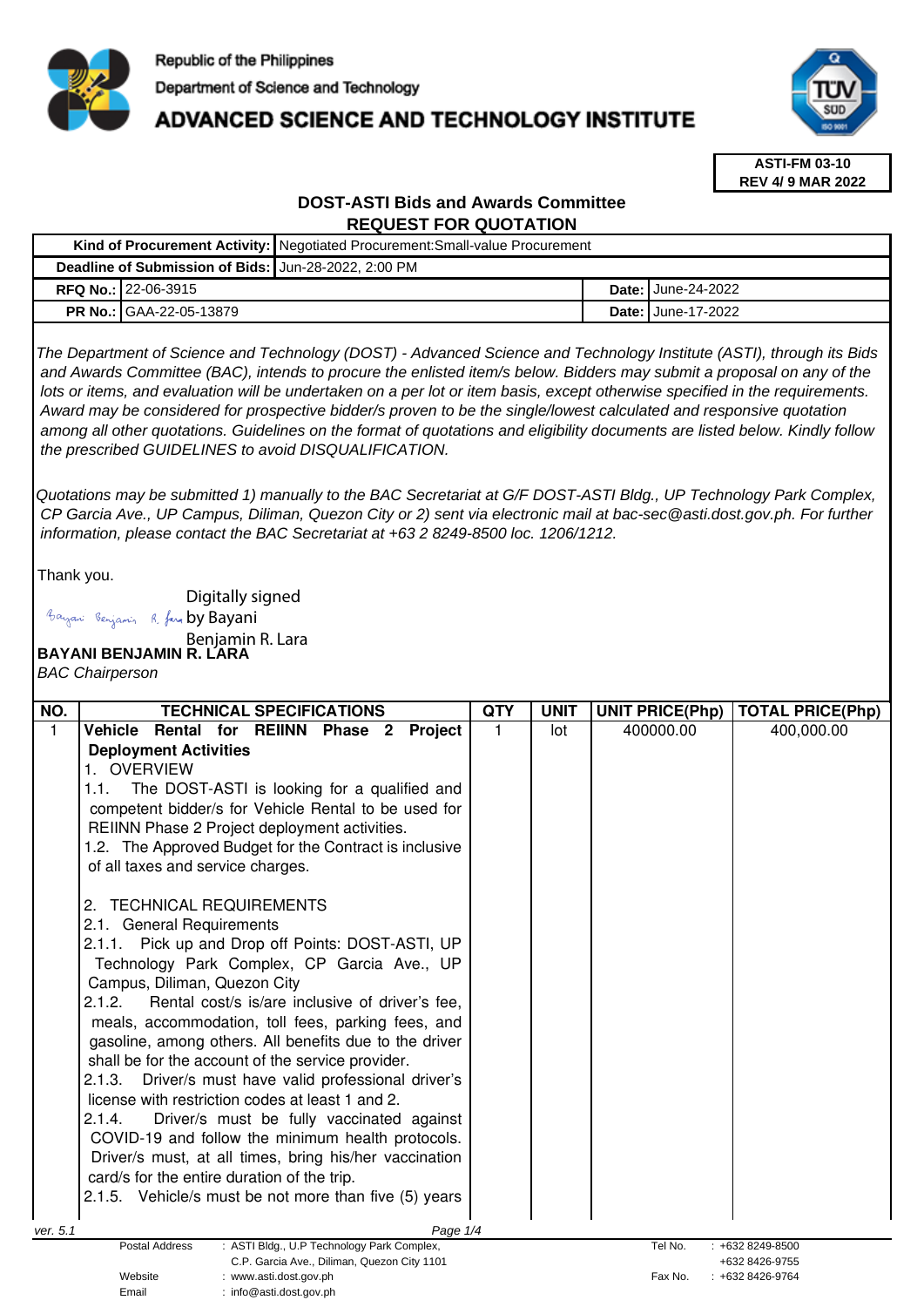Republic of the Philippines
Department of Science and Technology
**ADVANCED SCIENCE AND TECHNOLOGY INSTITUTE**

**ASTI-FM 03-10**
**REV 4/ 9 MAR 2022**

## DOST-ASTI Bids and Awards Committee
## REQUEST FOR QUOTATION

| | | | |
|---|---|---|---|
| **Kind of Procurement Activity:** | Negotiated Procurement:Small-value Procurement | | |
| **Deadline of Submission of Bids:** | Jun-28-2022, 2:00 PM | | |
| **RFQ No.:** | 22-06-3915 | **Date:** | June-24-2022 |
| **PR No.:** | GAA-22-05-13879 | **Date:** | June-17-2022 |

*The Department of Science and Technology (DOST) - Advanced Science and Technology Institute (ASTI), through its Bids and Awards Committee (BAC), intends to procure the enlisted item/s below. Bidders may submit a proposal on any of the lots or items, and evaluation will be undertaken on a per lot or item basis, except otherwise specified in the requirements. Award may be considered for prospective bidder/s proven to be the single/lowest calculated and responsive quotation among all other quotations. Guidelines on the format of quotations and eligibility documents are listed below. Kindly follow the prescribed GUIDELINES to avoid DISQUALIFICATION.*

*Quotations may be submitted 1) manually to the BAC Secretariat at G/F DOST-ASTI Bldg., UP Technology Park Complex, CP Garcia Ave., UP Campus, Diliman, Quezon City or 2) sent via electronic mail at bac-sec@asti.dost.gov.ph. For further information, please contact the BAC Secretariat at +63 2 8249-8500 loc. 1206/1212.*

Thank you.

Digitally signed by Bayani Benjamin R. Lara

**BAYANI BENJAMIN R. LARA**
*BAC Chairperson*

| NO. | TECHNICAL SPECIFICATIONS | QTY | UNIT | UNIT PRICE(Php) | TOTAL PRICE(Php) |
|---|---|---|---|---|---|
| 1 | **Vehicle Rental for REIINN Phase 2 Project Deployment Activities**<br>1. OVERVIEW<br>1.1. The DOST-ASTI is looking for a qualified and competent bidder/s for Vehicle Rental to be used for REIINN Phase 2 Project deployment activities.<br>1.2. The Approved Budget for the Contract is inclusive of all taxes and service charges.<br><br>2. TECHNICAL REQUIREMENTS<br>2.1. General Requirements<br>2.1.1. Pick up and Drop off Points: DOST-ASTI, UP Technology Park Complex, CP Garcia Ave., UP Campus, Diliman, Quezon City<br>2.1.2. Rental cost/s is/are inclusive of driver's fee, meals, accommodation, toll fees, parking fees, and gasoline, among others. All benefits due to the driver shall be for the account of the service provider.<br>2.1.3. Driver/s must have valid professional driver's license with restriction codes at least 1 and 2.<br>2.1.4. Driver/s must be fully vaccinated against COVID-19 and follow the minimum health protocols. Driver/s must, at all times, bring his/her vaccination card/s for the entire duration of the trip.<br>2.1.5. Vehicle/s must be not more than five (5) years | 1 | lot | 400000.00 | 400,000.00 |

ver. 5.1

Postal Address: ASTI Bldg., U.P Technology Park Complex, C.P. Garcia Ave., Diliman, Quezon City 1101
Website: www.asti.dost.gov.ph
Email: info@asti.dost.gov.ph
Tel No.: +632 8249-8500, +632 8426-9755
Fax No.: +632 8426-9764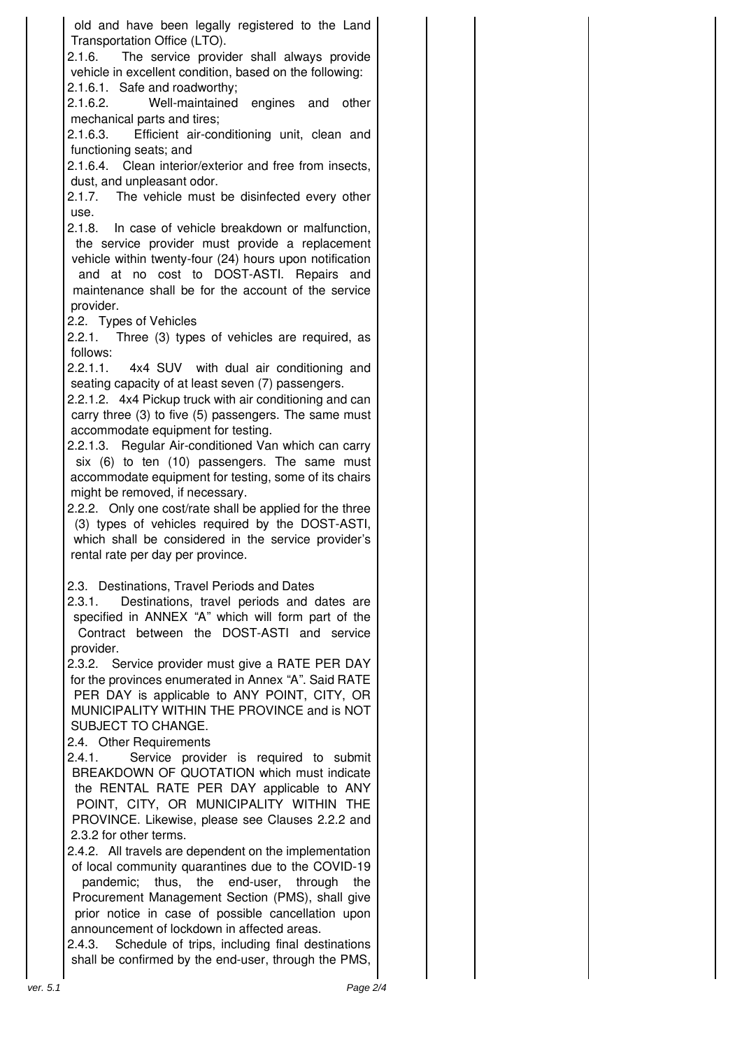old and have been legally registered to the Land Transportation Office (LTO).

2.1.6. The service provider shall always provide vehicle in excellent condition, based on the following:

2.1.6.1. Safe and roadworthy;

2.1.6.2. Well-maintained engines and other mechanical parts and tires;

2.1.6.3. Efficient air-conditioning unit, clean and functioning seats; and

2.1.6.4. Clean interior/exterior and free from insects, dust, and unpleasant odor.

2.1.7. The vehicle must be disinfected every other use.

2.1.8. In case of vehicle breakdown or malfunction, the service provider must provide a replacement vehicle within twenty-four (24) hours upon notification and at no cost to DOST-ASTI. Repairs and maintenance shall be for the account of the service provider.

2.2. Types of Vehicles

2.2.1. Three (3) types of vehicles are required, as follows:

2.2.1.1. 4x4 SUV with dual air conditioning and seating capacity of at least seven (7) passengers.

2.2.1.2. 4x4 Pickup truck with air conditioning and can carry three (3) to five (5) passengers. The same must accommodate equipment for testing.

2.2.1.3. Regular Air-conditioned Van which can carry six (6) to ten (10) passengers. The same must accommodate equipment for testing, some of its chairs might be removed, if necessary.

2.2.2. Only one cost/rate shall be applied for the three (3) types of vehicles required by the DOST-ASTI, which shall be considered in the service provider's rental rate per day per province.

2.3. Destinations, Travel Periods and Dates

2.3.1. Destinations, travel periods and dates are specified in ANNEX "A" which will form part of the Contract between the DOST-ASTI and service provider.

2.3.2. Service provider must give a RATE PER DAY for the provinces enumerated in Annex "A". Said RATE PER DAY is applicable to ANY POINT, CITY, OR MUNICIPALITY WITHIN THE PROVINCE and is NOT SUBJECT TO CHANGE.

2.4. Other Requirements

2.4.1. Service provider is required to submit BREAKDOWN OF QUOTATION which must indicate the RENTAL RATE PER DAY applicable to ANY POINT, CITY, OR MUNICIPALITY WITHIN THE PROVINCE. Likewise, please see Clauses 2.2.2 and 2.3.2 for other terms.

2.4.2. All travels are dependent on the implementation of local community quarantines due to the COVID-19 pandemic; thus, the end-user, through the Procurement Management Section (PMS), shall give prior notice in case of possible cancellation upon announcement of lockdown in affected areas.

2.4.3. Schedule of trips, including final destinations shall be confirmed by the end-user, through the PMS,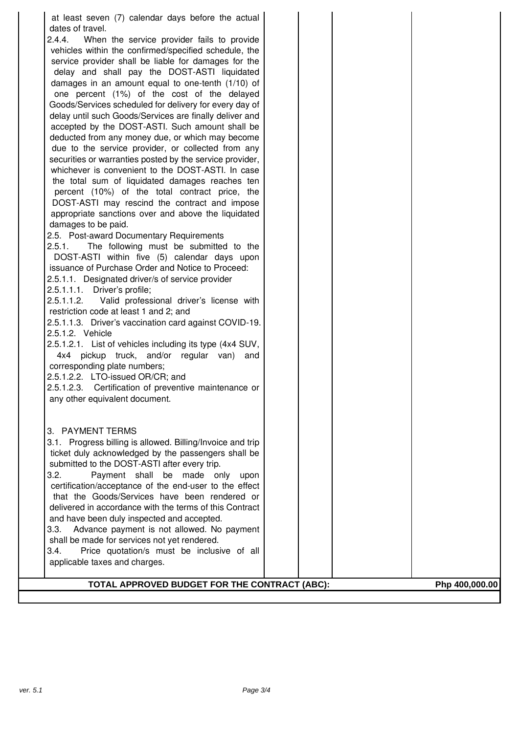| | | | | |
|---|---|---|---|---|
| at least seven (7) calendar days before the actual dates of travel.<br>2.4.4. When the service provider fails to provide vehicles within the confirmed/specified schedule, the service provider shall be liable for damages for the delay and shall pay the DOST-ASTI liquidated damages in an amount equal to one-tenth (1/10) of one percent (1%) of the cost of the delayed Goods/Services scheduled for delivery for every day of delay until such Goods/Services are finally deliver and accepted by the DOST-ASTI. Such amount shall be deducted from any money due, or which may become due to the service provider, or collected from any securities or warranties posted by the service provider, whichever is convenient to the DOST-ASTI. In case the total sum of liquidated damages reaches ten percent (10%) of the total contract price, the DOST-ASTI may rescind the contract and impose appropriate sanctions over and above the liquidated damages to be paid.<br>2.5. Post-award Documentary Requirements<br>2.5.1. The following must be submitted to the DOST-ASTI within five (5) calendar days upon issuance of Purchase Order and Notice to Proceed:<br>2.5.1.1. Designated driver/s of service provider<br>2.5.1.1.1. Driver's profile;<br>2.5.1.1.2. Valid professional driver's license with restriction code at least 1 and 2; and<br>2.5.1.1.3. Driver's vaccination card against COVID-19.<br>2.5.1.2. Vehicle<br>2.5.1.2.1. List of vehicles including its type (4x4 SUV, 4x4 pickup truck, and/or regular van) and corresponding plate numbers;<br>2.5.1.2.2. LTO-issued OR/CR; and<br>2.5.1.2.3. Certification of preventive maintenance or any other equivalent document.<br><br>3. PAYMENT TERMS<br>3.1. Progress billing is allowed. Billing/Invoice and trip ticket duly acknowledged by the passengers shall be submitted to the DOST-ASTI after every trip.<br>3.2. Payment shall be made only upon certification/acceptance of the end-user to the effect that the Goods/Services have been rendered or delivered in accordance with the terms of this Contract and have been duly inspected and accepted.<br>3.3. Advance payment is not allowed. No payment shall be made for services not yet rendered.<br>3.4. Price quotation/s must be inclusive of all applicable taxes and charges. | | | | |
| **TOTAL APPROVED BUDGET FOR THE CONTRACT (ABC):** | | | | **Php 400,000.00** |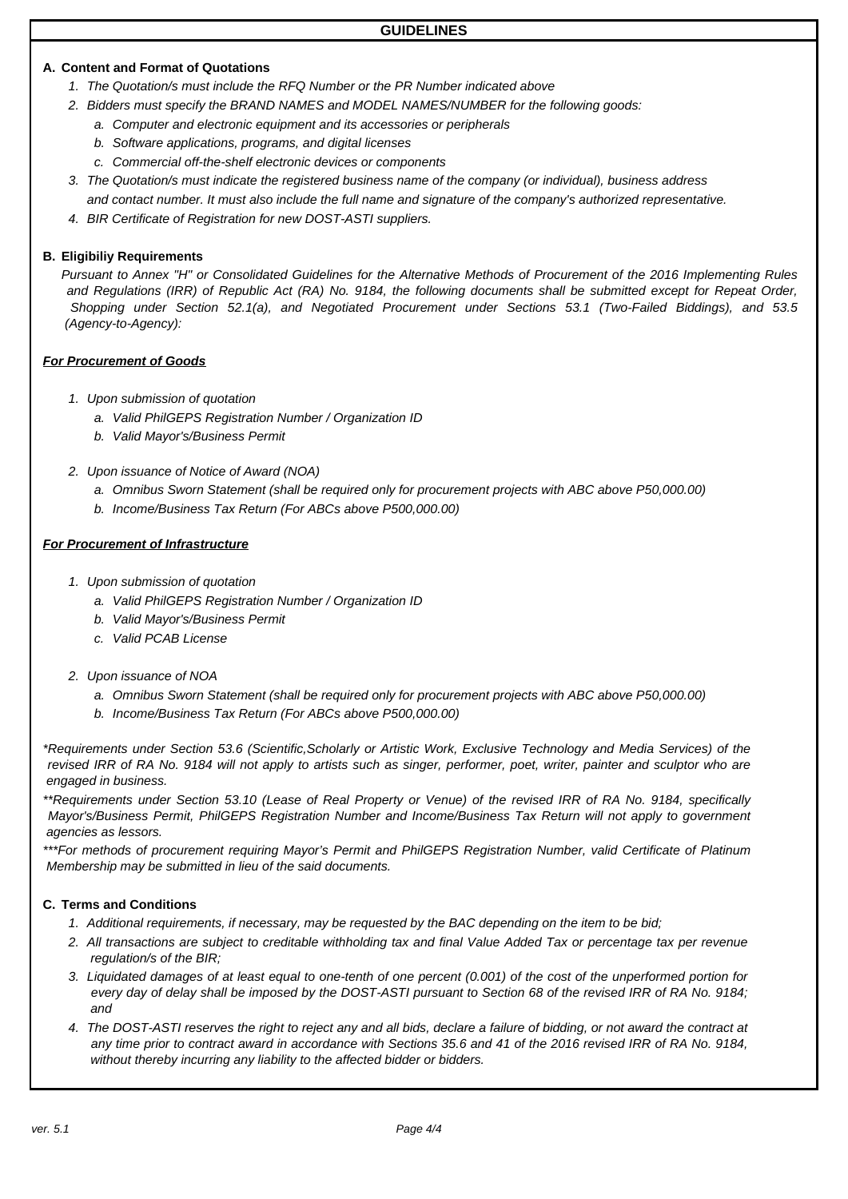## GUIDELINES

### A. Content and Format of Quotations

1. *The Quotation/s must include the RFQ Number or the PR Number indicated above*
2. *Bidders must specify the BRAND NAMES and MODEL NAMES/NUMBER for the following goods:*
   a. *Computer and electronic equipment and its accessories or peripherals*
   b. *Software applications, programs, and digital licenses*
   c. *Commercial off-the-shelf electronic devices or components*
3. *The Quotation/s must indicate the registered business name of the company (or individual), business address and contact number. It must also include the full name and signature of the company's authorized representative.*
4. *BIR Certificate of Registration for new DOST-ASTI suppliers.*

### B. Eligibiliy Requirements

*Pursuant to Annex "H" or Consolidated Guidelines for the Alternative Methods of Procurement of the 2016 Implementing Rules and Regulations (IRR) of Republic Act (RA) No. 9184, the following documents shall be submitted except for Repeat Order, Shopping under Section 52.1(a), and Negotiated Procurement under Sections 53.1 (Two-Failed Biddings), and 53.5 (Agency-to-Agency):*

***For Procurement of Goods***

1. *Upon submission of quotation*
   a. *Valid PhilGEPS Registration Number / Organization ID*
   b. *Valid Mayor's/Business Permit*

2. *Upon issuance of Notice of Award (NOA)*
   a. *Omnibus Sworn Statement (shall be required only for procurement projects with ABC above P50,000.00)*
   b. *Income/Business Tax Return (For ABCs above P500,000.00)*

***For Procurement of Infrastructure***

1. *Upon submission of quotation*
   a. *Valid PhilGEPS Registration Number / Organization ID*
   b. *Valid Mayor's/Business Permit*
   c. *Valid PCAB License*

2. *Upon issuance of NOA*
   a. *Omnibus Sworn Statement (shall be required only for procurement projects with ABC above P50,000.00)*
   b. *Income/Business Tax Return (For ABCs above P500,000.00)*

*\*Requirements under Section 53.6 (Scientific,Scholarly or Artistic Work, Exclusive Technology and Media Services) of the revised IRR of RA No. 9184 will not apply to artists such as singer, performer, poet, writer, painter and sculptor who are engaged in business.*

*\*\*Requirements under Section 53.10 (Lease of Real Property or Venue) of the revised IRR of RA No. 9184, specifically Mayor's/Business Permit, PhilGEPS Registration Number and Income/Business Tax Return will not apply to government agencies as lessors.*

*\*\*\*For methods of procurement requiring Mayor's Permit and PhilGEPS Registration Number, valid Certificate of Platinum Membership may be submitted in lieu of the said documents.*

### C. Terms and Conditions

1. *Additional requirements, if necessary, may be requested by the BAC depending on the item to be bid;*
2. *All transactions are subject to creditable withholding tax and final Value Added Tax or percentage tax per revenue regulation/s of the BIR;*
3. *Liquidated damages of at least equal to one-tenth of one percent (0.001) of the cost of the unperformed portion for every day of delay shall be imposed by the DOST-ASTI pursuant to Section 68 of the revised IRR of RA No. 9184; and*
4. *The DOST-ASTI reserves the right to reject any and all bids, declare a failure of bidding, or not award the contract at any time prior to contract award in accordance with Sections 35.6 and 41 of the 2016 revised IRR of RA No. 9184, without thereby incurring any liability to the affected bidder or bidders.*

*ver. 5.1*